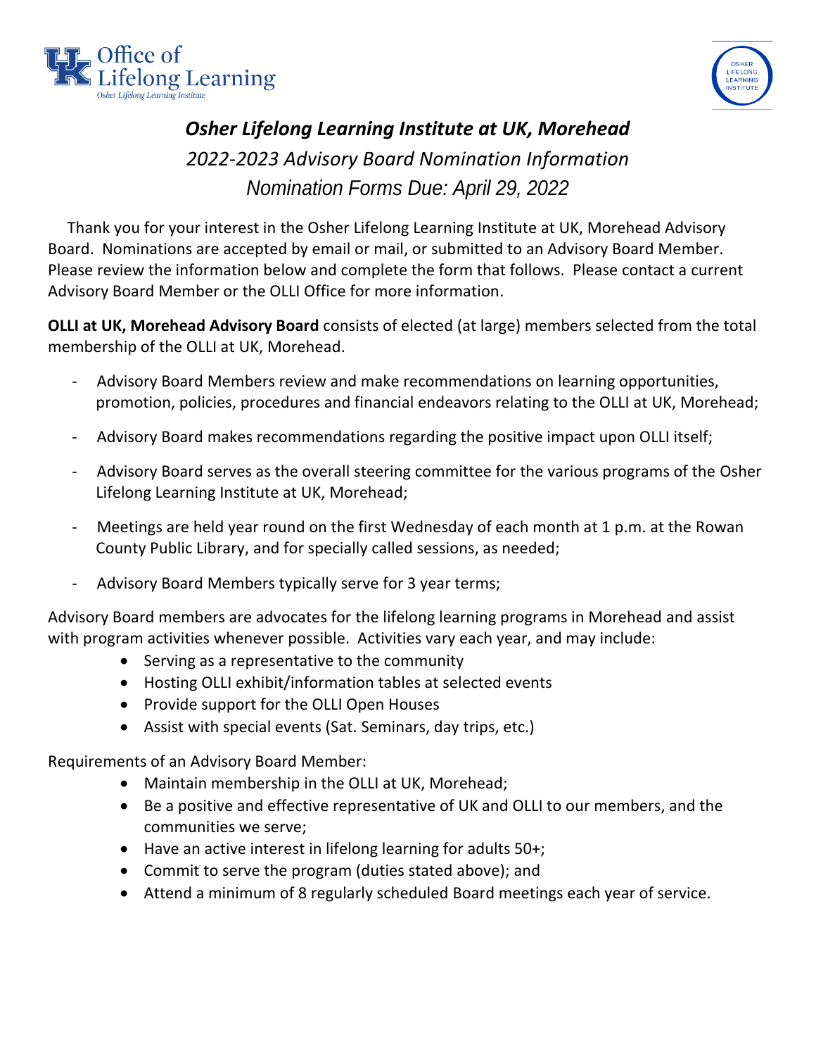Office of Lifelong Learning

Osher Lifelong Learning Institute

OSHER LIFELONG LEARNING INSTITUTE

# *Osher Lifelong Learning Institute at UK, Morehead*

## *2022-2023 Advisory Board Nomination Information*

## *Nomination Forms Due: April 29, 2022*

Thank you for your interest in the Osher Lifelong Learning Institute at UK, Morehead Advisory Board. Nominations are accepted by email or mail, or submitted to an Advisory Board Member. Please review the information below and complete the form that follows. Please contact a current Advisory Board Member or the OLLI Office for more information.

**OLLI at UK, Morehead Advisory Board** consists of elected (at large) members selected from the total membership of the OLLI at UK, Morehead.

- Advisory Board Members review and make recommendations on learning opportunities, promotion, policies, procedures and financial endeavors relating to the OLLI at UK, Morehead;
- Advisory Board makes recommendations regarding the positive impact upon OLLI itself;
- Advisory Board serves as the overall steering committee for the various programs of the Osher Lifelong Learning Institute at UK, Morehead;
- Meetings are held year round on the first Wednesday of each month at 1 p.m. at the Rowan County Public Library, and for specially called sessions, as needed;
- Advisory Board Members typically serve for 3 year terms;

Advisory Board members are advocates for the lifelong learning programs in Morehead and assist with program activities whenever possible. Activities vary each year, and may include:

- Serving as a representative to the community
- Hosting OLLI exhibit/information tables at selected events
- Provide support for the OLLI Open Houses
- Assist with special events (Sat. Seminars, day trips, etc.)

Requirements of an Advisory Board Member:

- Maintain membership in the OLLI at UK, Morehead;
- Be a positive and effective representative of UK and OLLI to our members, and the communities we serve;
- Have an active interest in lifelong learning for adults 50+;
- Commit to serve the program (duties stated above); and
- Attend a minimum of 8 regularly scheduled Board meetings each year of service.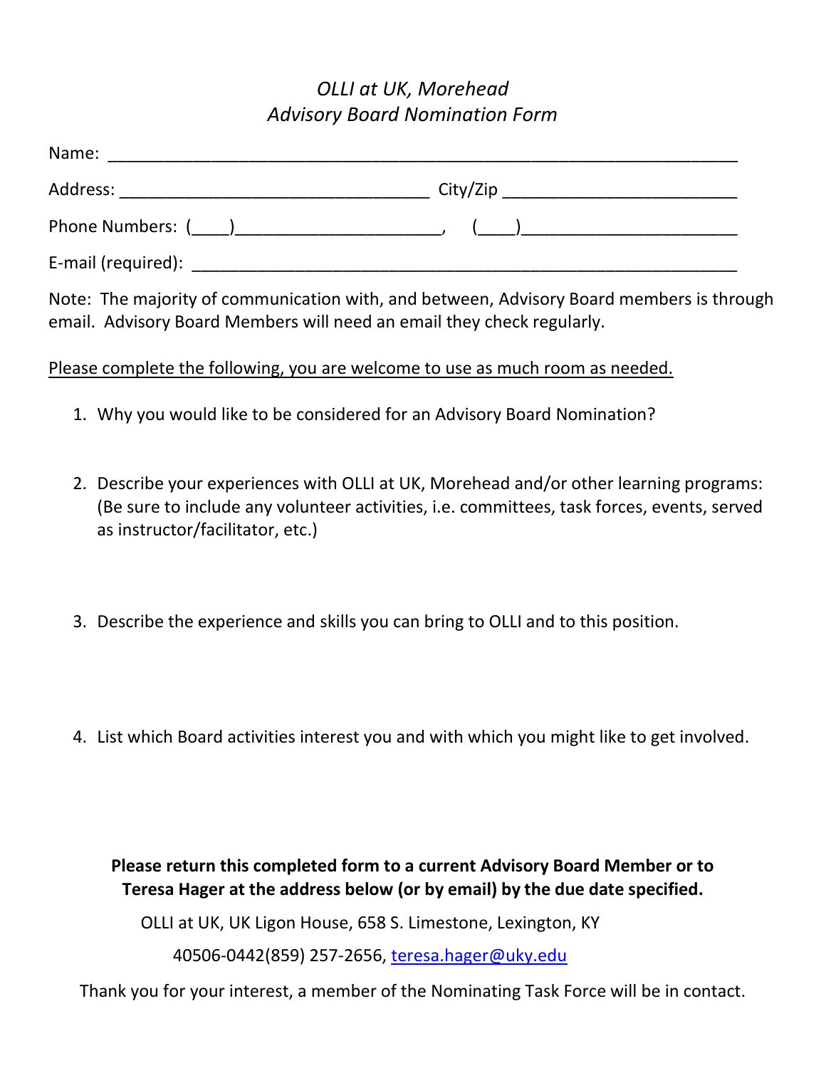*OLLI at UK, Morehead*
*Advisory Board Nomination Form*

Name: ____________________________________________________________________

Address: _________________________________ City/Zip _________________________

Phone Numbers: (____)______________________, (____)_______________________

E-mail (required): ___________________________________________________________

Note: The majority of communication with, and between, Advisory Board members is through email. Advisory Board Members will need an email they check regularly.

<u>Please complete the following, you are welcome to use as much room as needed.</u>

1. Why you would like to be considered for an Advisory Board Nomination?

2. Describe your experiences with OLLI at UK, Morehead and/or other learning programs: (Be sure to include any volunteer activities, i.e. committees, task forces, events, served as instructor/facilitator, etc.)

3. Describe the experience and skills you can bring to OLLI and to this position.

4. List which Board activities interest you and with which you might like to get involved.

**Please return this completed form to a current Advisory Board Member or to Teresa Hager at the address below (or by email) by the due date specified.**

OLLI at UK, UK Ligon House, 658 S. Limestone, Lexington, KY 40506-0442(859) 257-2656, teresa.hager@uky.edu

Thank you for your interest, a member of the Nominating Task Force will be in contact.